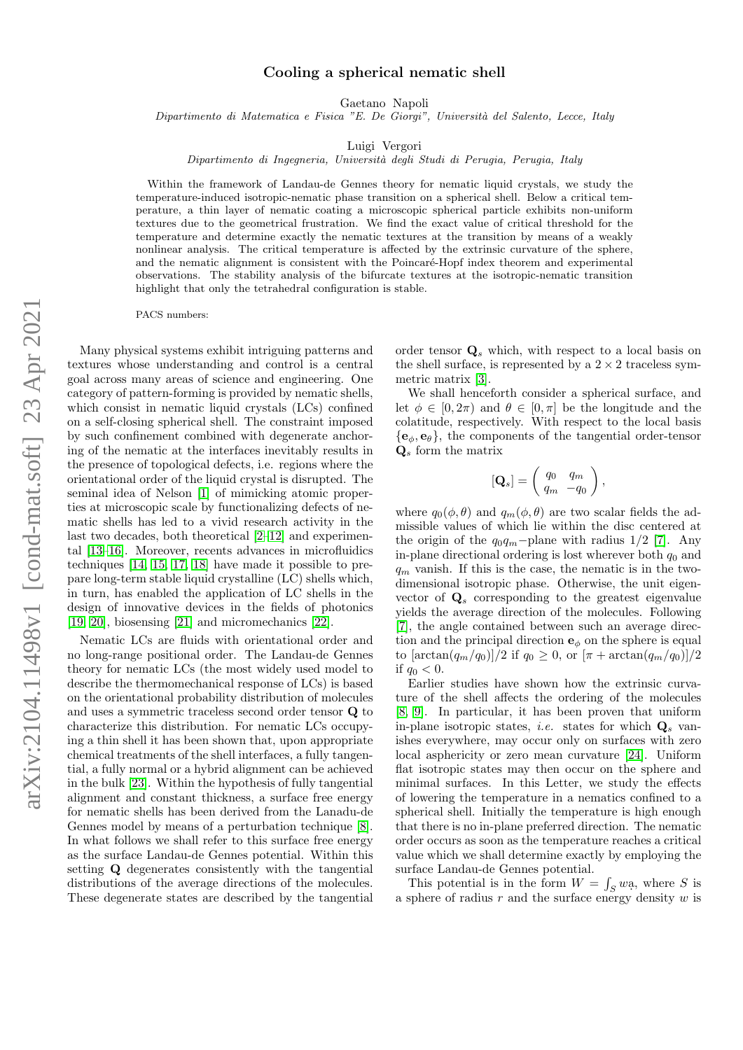# Cooling a spherical nematic shell

Gaetano Napoli

*Dipartimento di Matematica e Fisica "E. De Giorgi", Università del Salento, Lecce, Italy*

Luigi Vergori

*Dipartimento di Ingegneria, Università degli Studi di Perugia, Perugia, Italy*

Within the framework of Landau-de Gennes theory for nematic liquid crystals, we study the temperature-induced isotropic-nematic phase transition on a spherical shell. Below a critical temperature, a thin layer of nematic coating a microscopic spherical particle exhibits non-uniform textures due to the geometrical frustration. We find the exact value of critical threshold for the temperature and determine exactly the nematic textures at the transition by means of a weakly nonlinear analysis. The critical temperature is affected by the extrinsic curvature of the sphere, and the nematic alignment is consistent with the Poincaré-Hopf index theorem and experimental observations. The stability analysis of the bifurcate textures at the isotropic-nematic transition highlight that only the tetrahedral configuration is stable.

PACS numbers:

Many physical systems exhibit intriguing patterns and textures whose understanding and control is a central goal across many areas of science and engineering. One category of pattern-forming is provided by nematic shells, which consist in nematic liquid crystals (LCs) confined on a self-closing spherical shell. The constraint imposed by such confinement combined with degenerate anchoring of the nematic at the interfaces inevitably results in the presence of topological defects, i.e. regions where the orientational order of the liquid crystal is disrupted. The seminal idea of Nelson [1] of mimicking atomic properties at microscopic scale by functionalizing defects of nematic shells has led to a vivid research activity in the last two decades, both theoretical [2–12] and experimental [13–16]. Moreover, recents advances in microfluidics techniques [14, 15, 17, 18] have made it possible to prepare long-term stable liquid crystalline (LC) shells which, in turn, has enabled the application of LC shells in the design of innovative devices in the fields of photonics [19, 20], biosensing [21] and micromechanics [22].

Nematic LCs are fluids with orientational order and no long-range positional order. The Landau-de Gennes theory for nematic LCs (the most widely used model to describe the thermomechanical response of LCs) is based on the orientational probability distribution of molecules and uses a symmetric traceless second order tensor $\mathbf{Q}$ to characterize this distribution. For nematic LCs occupying a thin shell it has been shown that, upon appropriate chemical treatments of the shell interfaces, a fully tangential, a fully normal or a hybrid alignment can be achieved in the bulk [23]. Within the hypothesis of fully tangential alignment and constant thickness, a surface free energy for nematic shells has been derived from the Lanadu-de Gennes model by means of a perturbation technique [8]. In what follows we shall refer to this surface free energy as the surface Landau-de Gennes potential. Within this setting $\mathbf{Q}$ degenerates consistently with the tangential distributions of the average directions of the molecules. These degenerate states are described by the tangential order tensor $\mathbf{Q}_s$ which, with respect to a local basis on the shell surface, is represented by a $2 \times 2$ traceless symmetric matrix [3].

We shall henceforth consider a spherical surface, and let $\phi \in [0, 2\pi)$ and $\theta \in [0, \pi]$ be the longitude and the colatitude, respectively. With respect to the local basis $\{\mathbf{e}_\phi, \mathbf{e}_\theta\}$, the components of the tangential order-tensor $\mathbf{Q}_s$ form the matrix

$$[\mathbf{Q}_s] = \begin{pmatrix} q_0 & q_m \\ q_m & -q_0 \end{pmatrix},$$

where $q_0(\phi, \theta)$ and $q_m(\phi, \theta)$ are two scalar fields the admissible values of which lie within the disc centered at the origin of the $q_0 q_m-$plane with radius $1/2$ [7]. Any in-plane directional ordering is lost wherever both $q_0$ and $q_m$ vanish. If this is the case, the nematic is in the two-dimensional isotropic phase. Otherwise, the unit eigenvector of $\mathbf{Q}_s$ corresponding to the greatest eigenvalue yields the average direction of the molecules. Following [7], the angle contained between such an average direction and the principal direction $\mathbf{e}_\phi$ on the sphere is equal to $[\arctan(q_m/q_0)]/2$ if $q_0 \geq 0$, or $[\pi + \arctan(q_m/q_0)]/2$ if $q_0 < 0$.

Earlier studies have shown how the extrinsic curvature of the shell affects the ordering of the molecules [8, 9]. In particular, it has been proven that uniform in-plane isotropic states, *i.e.* states for which $\mathbf{Q}_s$ vanishes everywhere, may occur only on surfaces with zero local asphericity or zero mean curvature [24]. Uniform flat isotropic states may then occur on the sphere and minimal surfaces. In this Letter, we study the effects of lowering the temperature in a nematics confined to a spherical shell. Initially the temperature is high enough that there is no in-plane preferred direction. The nematic order occurs as soon as the temperature reaches a critical value which we shall determine exactly by employing the surface Landau-de Gennes potential.

This potential is in the form $W = \int_S w a$, where $S$ is a sphere of radius $r$ and the surface energy density $w$ is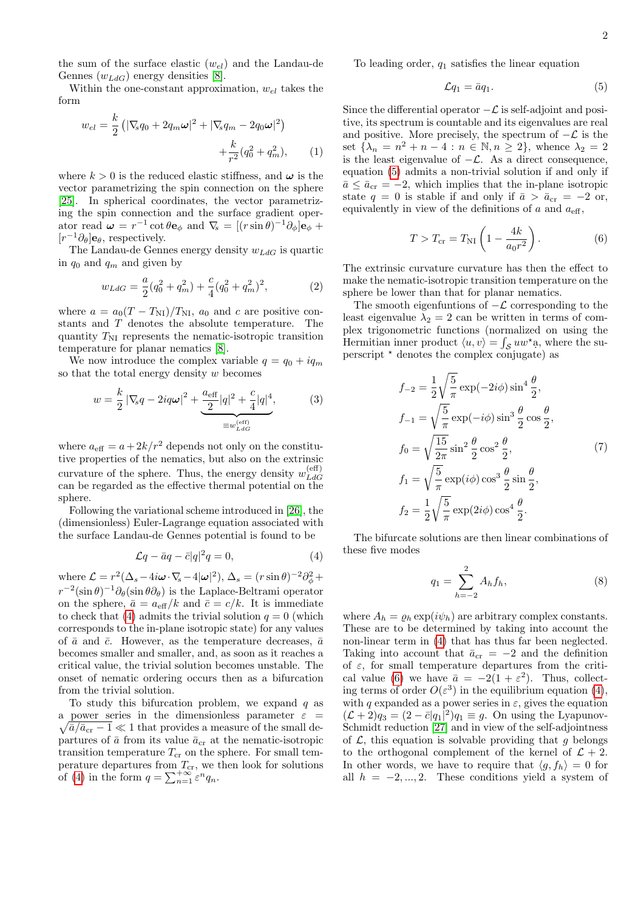the sum of the surface elastic ($w_{el}$) and the Landau-de Gennes ($w_{LdG}$) energy densities [8].

Within the one-constant approximation, $w_{el}$ takes the form

$$w_{el} = \frac{k}{2}\left(|\nabla_s q_0 + 2q_m \boldsymbol{\omega}|^2 + |\nabla_s q_m - 2q_0\boldsymbol{\omega}|^2\right) + \frac{k}{r^2}(q_0^2 + q_m^2), \qquad (1)$$

where $k > 0$ is the reduced elastic stiffness, and $\boldsymbol{\omega}$ is the vector parametrizing the spin connection on the sphere [25]. In spherical coordinates, the vector parametrizing the spin connection and the surface gradient operator read $\boldsymbol{\omega} = r^{-1}\cot\theta\mathbf{e}_\phi$ and $\nabla_s = [(r\sin\theta)^{-1}\partial_\phi]\mathbf{e}_\phi + [r^{-1}\partial_\theta]\mathbf{e}_\theta$, respectively.

The Landau-de Gennes energy density $w_{LdG}$ is quartic in $q_0$ and $q_m$ and given by

$$w_{LdG} = \frac{a}{2}(q_0^2 + q_m^2) + \frac{c}{4}(q_0^2 + q_m^2)^2, \qquad (2)$$

where $a = a_0(T - T_{\rm NI})/T_{\rm NI}$, $a_0$ and $c$ are positive constants and $T$ denotes the absolute temperature. The quantity $T_{\rm NI}$ represents the nematic-isotropic transition temperature for planar nematics [8].

We now introduce the complex variable $q = q_0 + iq_m$ so that the total energy density $w$ becomes

$$w = \frac{k}{2}|\nabla_s q - 2iq\boldsymbol{\omega}|^2 + \underbrace{\frac{a_{\rm eff}}{2}|q|^2 + \frac{c}{4}|q|^4}_{\equiv w_{LdG}^{(\rm eff)}}, \qquad (3)$$

where $a_{\rm eff} = a + 2k/r^2$ depends not only on the constitutive properties of the nematics, but also on the extrinsic curvature of the sphere. Thus, the energy density $w_{LdG}^{(\rm eff)}$ can be regarded as the effective thermal potential on the sphere.

Following the variational scheme introduced in [26], the (dimensionless) Euler-Lagrange equation associated with the surface Landau-de Gennes potential is found to be

$$\mathcal{L}q - \bar{a}q - \bar{c}|q|^2 q = 0, \qquad (4)$$

where $\mathcal{L} = r^2(\Delta_s - 4i\boldsymbol{\omega}\cdot\nabla_s - 4|\boldsymbol{\omega}|^2)$, $\Delta_s = (r\sin\theta)^{-2}\partial_\phi^2 + r^{-2}(\sin\theta)^{-1}\partial_\theta(\sin\theta\partial_\theta)$ is the Laplace-Beltrami operator on the sphere, $\bar{a} = a_{\rm eff}/k$ and $\bar{c} = c/k$. It is immediate to check that (4) admits the trivial solution $q = 0$ (which corresponds to the in-plane isotropic state) for any values of $\bar{a}$ and $\bar{c}$. However, as the temperature decreases, $\bar{a}$ becomes smaller and smaller, and, as soon as it reaches a critical value, the trivial solution becomes unstable. The onset of nematic ordering occurs then as a bifurcation from the trivial solution.

To study this bifurcation problem, we expand $q$ as a power series in the dimensionless parameter $\varepsilon = \sqrt{\bar{a}/\bar{a}_{\rm cr} - 1} \ll 1$ that provides a measure of the small departures of $\bar{a}$ from its value $\bar{a}_{\rm cr}$ at the nematic-isotropic transition temperature $T_{\rm cr}$ on the sphere. For small temperature departures from $T_{\rm cr}$, we then look for solutions of (4) in the form $q = \sum_{n=1}^{+\infty}\varepsilon^n q_n$.

To leading order, $q_1$ satisfies the linear equation

$$\mathcal{L}q_1 = \bar{a}q_1. \qquad (5)$$

Since the differential operator $-\mathcal{L}$ is self-adjoint and positive, its spectrum is countable and its eigenvalues are real and positive. More precisely, the spectrum of $-\mathcal{L}$ is the set $\{\lambda_n = n^2 + n - 4 : n \in \mathbb{N}, n \geq 2\}$, whence $\lambda_2 = 2$ is the least eigenvalue of $-\mathcal{L}$. As a direct consequence, equation (5) admits a non-trivial solution if and only if $\bar{a} \leq \bar{a}_{\rm cr} = -2$, which implies that the in-plane isotropic state $q = 0$ is stable if and only if $\bar{a} > \bar{a}_{\rm cr} = -2$ or, equivalently in view of the definitions of $a$ and $a_{\rm eff}$,

$$T > T_{\rm cr} = T_{\rm NI}\left(1 - \frac{4k}{a_0 r^2}\right). \qquad (6)$$

The extrinsic curvature curvature has then the effect to make the nematic-isotropic transition temperature on the sphere be lower than that for planar nematics.

The smooth eigenfuntions of $-\mathcal{L}$ corresponding to the least eigenvalue $\lambda_2 = 2$ can be written in terms of complex trigonometric functions (normalized on using the Hermitian inner product $\langle u, v\rangle = \int_{\mathcal{S}} uw^\star{\rm a}$, where the superscript $^\star$ denotes the complex conjugate) as

$$\begin{aligned}
f_{-2} &= \frac{1}{2}\sqrt{\frac{5}{\pi}}\exp(-2i\phi)\sin^4\frac{\theta}{2}, \\
f_{-1} &= \sqrt{\frac{5}{\pi}}\exp(-i\phi)\sin^3\frac{\theta}{2}\cos\frac{\theta}{2}, \\
f_0 &= \sqrt{\frac{15}{2\pi}}\sin^2\frac{\theta}{2}\cos^2\frac{\theta}{2}, \\
f_1 &= \sqrt{\frac{5}{\pi}}\exp(i\phi)\cos^3\frac{\theta}{2}\sin\frac{\theta}{2}, \\
f_2 &= \frac{1}{2}\sqrt{\frac{5}{\pi}}\exp(2i\phi)\cos^4\frac{\theta}{2}.
\end{aligned} \qquad (7)$$

The bifurcate solutions are then linear combinations of these five modes

$$q_1 = \sum_{h=-2}^{2} A_h f_h, \qquad (8)$$

where $A_h = \varrho_h \exp(i\psi_h)$ are arbitrary complex constants. These are to be determined by taking into account the non-linear term in (4) that has thus far been neglected. Taking into account that $\bar{a}_{\rm cr} = -2$ and the definition of $\varepsilon$, for small temperature departures from the critical value (6) we have $\bar{a} = -2(1 + \varepsilon^2)$. Thus, collecting terms of order $O(\varepsilon^3)$ in the equilibrium equation (4), with $q$ expanded as a power series in $\varepsilon$, gives the equation $(\mathcal{L} + 2)q_3 = (2 - \bar{c}|q_1|^2)q_1 \equiv g$. On using the Lyapunov-Schmidt reduction [27] and in view of the self-adjointness of $\mathcal{L}$, this equation is solvable providing that $g$ belongs to the orthogonal complement of the kernel of $\mathcal{L} + 2$. In other words, we have to require that $\langle g, f_h\rangle = 0$ for all $h = -2, ..., 2$. These conditions yield a system of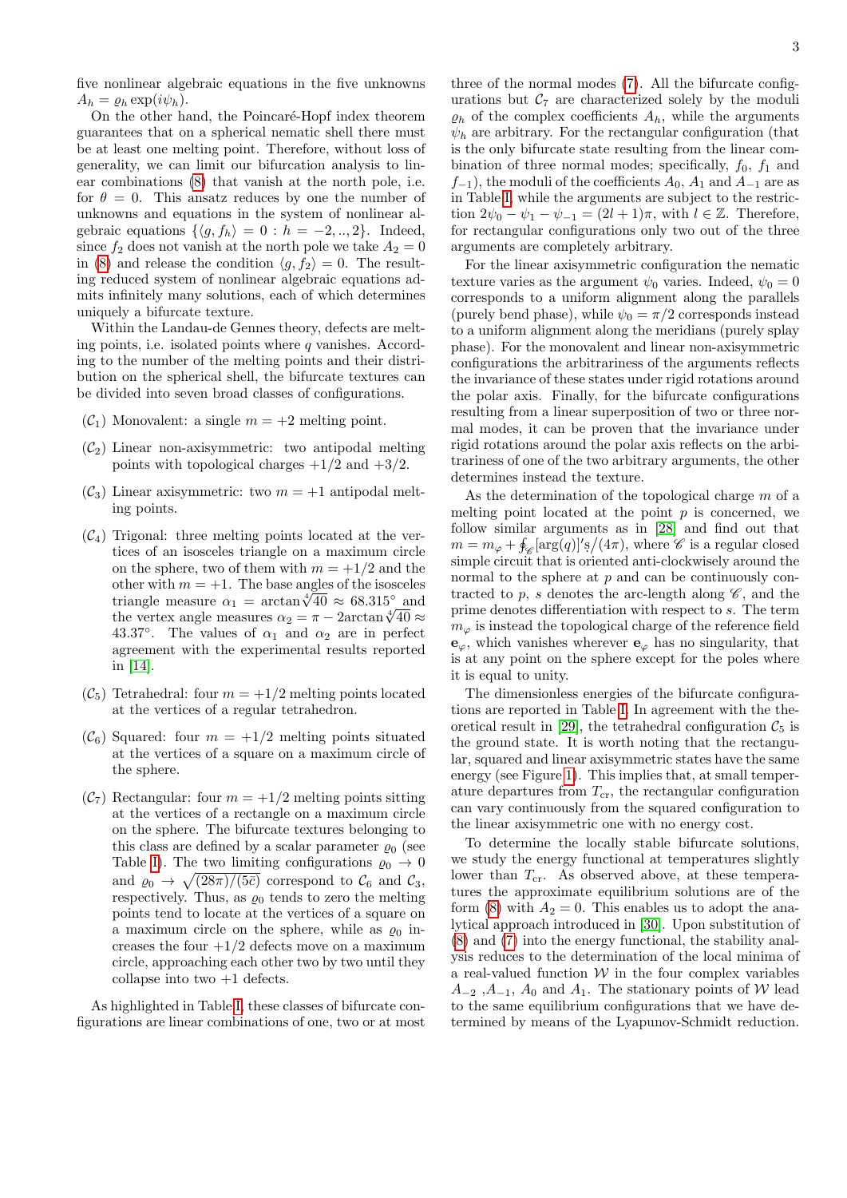five nonlinear algebraic equations in the five unknowns $A_h = \varrho_h \exp(i\psi_h)$.

On the other hand, the Poincaré-Hopf index theorem guarantees that on a spherical nematic shell there must be at least one melting point. Therefore, without loss of generality, we can limit our bifurcation analysis to linear combinations (8) that vanish at the north pole, i.e. for $\theta = 0$. This ansatz reduces by one the number of unknowns and equations in the system of nonlinear algebraic equations $\{\langle g, f_h \rangle = 0 : h = -2, .., 2\}$. Indeed, since $f_2$ does not vanish at the north pole we take $A_2 = 0$ in (8) and release the condition $\langle g, f_2 \rangle = 0$. The resulting reduced system of nonlinear algebraic equations admits infinitely many solutions, each of which determines uniquely a bifurcate texture.

Within the Landau-de Gennes theory, defects are melting points, i.e. isolated points where $q$ vanishes. According to the number of the melting points and their distribution on the spherical shell, the bifurcate textures can be divided into seven broad classes of configurations.

- ($\mathcal{C}_1$) Monovalent: a single $m = +2$ melting point.
- ($\mathcal{C}_2$) Linear non-axisymmetric: two antipodal melting points with topological charges $+1/2$ and $+3/2$.
- ($\mathcal{C}_3$) Linear axisymmetric: two $m = +1$ antipodal melting points.
- ($\mathcal{C}_4$) Trigonal: three melting points located at the vertices of an isosceles triangle on a maximum circle on the sphere, two of them with $m = +1/2$ and the other with $m = +1$. The base angles of the isosceles triangle measure $\alpha_1 = \arctan\sqrt[4]{40} \approx 68.315^\circ$ and the vertex angle measures $\alpha_2 = \pi - 2\arctan\sqrt[4]{40} \approx 43.37^\circ$. The values of $\alpha_1$ and $\alpha_2$ are in perfect agreement with the experimental results reported in [14].
- ($\mathcal{C}_5$) Tetrahedral: four $m = +1/2$ melting points located at the vertices of a regular tetrahedron.
- ($\mathcal{C}_6$) Squared: four $m = +1/2$ melting points situated at the vertices of a square on a maximum circle of the sphere.
- ($\mathcal{C}_7$) Rectangular: four $m = +1/2$ melting points sitting at the vertices of a rectangle on a maximum circle on the sphere. The bifurcate textures belonging to this class are defined by a scalar parameter $\varrho_0$ (see Table I). The two limiting configurations $\varrho_0 \to 0$ and $\varrho_0 \to \sqrt{(28\pi)/(5c)}$ correspond to $\mathcal{C}_6$ and $\mathcal{C}_3$, respectively. Thus, as $\varrho_0$ tends to zero the melting points tend to locate at the vertices of a square on a maximum circle on the sphere, while as $\varrho_0$ increases the four $+1/2$ defects move on a maximum circle, approaching each other two by two until they collapse into two $+1$ defects.

As highlighted in Table I, these classes of bifurcate configurations are linear combinations of one, two or at most three of the normal modes (7). All the bifurcate configurations but $\mathcal{C}_7$ are characterized solely by the moduli $\varrho_h$ of the complex coefficients $A_h$, while the arguments $\psi_h$ are arbitrary. For the rectangular configuration (that is the only bifurcate state resulting from the linear combination of three normal modes; specifically, $f_0$, $f_1$ and $f_{-1}$), the moduli of the coefficients $A_0$, $A_1$ and $A_{-1}$ are as in Table I, while the arguments are subject to the restriction $2\psi_0 - \psi_1 - \psi_{-1} = (2l + 1)\pi$, with $l \in \mathbb{Z}$. Therefore, for rectangular configurations only two out of the three arguments are completely arbitrary.

For the linear axisymmetric configuration the nematic texture varies as the argument $\psi_0$ varies. Indeed, $\psi_0 = 0$ corresponds to a uniform alignment along the parallels (purely bend phase), while $\psi_0 = \pi/2$ corresponds instead to a uniform alignment along the meridians (purely splay phase). For the monovalent and linear non-axisymmetric configurations the arbitrariness of the arguments reflects the invariance of these states under rigid rotations around the polar axis. Finally, for the bifurcate configurations resulting from a linear superposition of two or three normal modes, it can be proven that the invariance under rigid rotations around the polar axis reflects on the arbitrariness of one of the two arbitrary arguments, the other determines instead the texture.

As the determination of the topological charge $m$ of a melting point located at the point $p$ is concerned, we follow similar arguments as in [28] and find out that $m = m_\varphi + \oint_{\mathscr{C}} [\arg(q)]' s / (4\pi)$, where $\mathscr{C}$ is a regular closed simple circuit that is oriented anti-clockwise around the normal to the sphere at $p$ and can be continuously contracted to $p$, $s$ denotes the arc-length along $\mathscr{C}$, and the prime denotes differentiation with respect to $s$. The term $m_\varphi$ is instead the topological charge of the reference field $\mathbf{e}_\varphi$, which vanishes wherever $\mathbf{e}_\varphi$ has no singularity, that is at any point on the sphere except for the poles where it is equal to unity.

The dimensionless energies of the bifurcate configurations are reported in Table I. In agreement with the theoretical result in [29], the tetrahedral configuration $\mathcal{C}_5$ is the ground state. It is worth noting that the rectangular, squared and linear axisymmetric states have the same energy (see Figure 1). This implies that, at small temperature departures from $T_{\rm cr}$, the rectangular configuration can vary continuously from the squared configuration to the linear axisymmetric one with no energy cost.

To determine the locally stable bifurcate solutions, we study the energy functional at temperatures slightly lower than $T_{\rm cr}$. As observed above, at these temperatures the approximate equilibrium solutions are of the form (8) with $A_2 = 0$. This enables us to adopt the analytical approach introduced in [30]. Upon substitution of (8) and (7) into the energy functional, the stability analysis reduces to the determination of the local minima of a real-valued function $\mathcal{W}$ in the four complex variables $A_{-2}$ ,$A_{-1}$, $A_0$ and $A_1$. The stationary points of $\mathcal{W}$ lead to the same equilibrium configurations that we have determined by means of the Lyapunov-Schmidt reduction.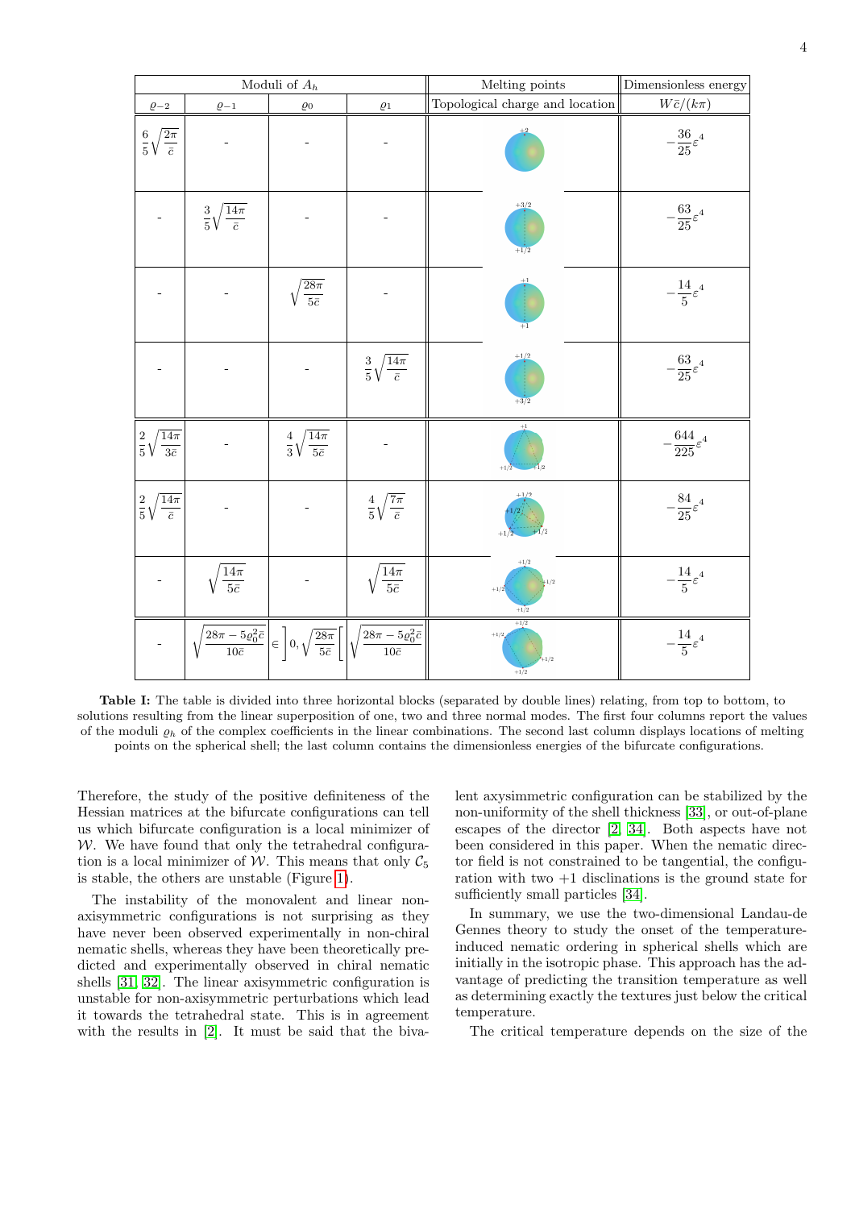| Moduli of $A_h$ | | | | Melting points | Dimensionless energy |
|---|---|---|---|---|---|
| $\varrho_{-2}$ | $\varrho_{-1}$ | $\varrho_0$ | $\varrho_1$ | Topological charge and location | $W\bar{c}/(k\pi)$ |
| $\frac{6}{5}\sqrt{\frac{2\pi}{\bar{c}}}$ | - | - | - | +2 | $-\frac{36}{25}\varepsilon^4$ |
| - | $\frac{3}{5}\sqrt{\frac{14\pi}{\bar{c}}}$ | - | - | +3/2, +1/2 | $-\frac{63}{25}\varepsilon^4$ |
| - | - | $\sqrt{\frac{28\pi}{5\bar{c}}}$ | - | +1, +1 | $-\frac{14}{5}\varepsilon^4$ |
| - | - | - | $\frac{3}{5}\sqrt{\frac{14\pi}{\bar{c}}}$ | +1/2, +3/2 | $-\frac{63}{25}\varepsilon^4$ |
| $\frac{2}{5}\sqrt{\frac{14\pi}{3\bar{c}}}$ | - | $\frac{4}{3}\sqrt{\frac{14\pi}{5\bar{c}}}$ | - | +1, +1/2, +1/2 | $-\frac{644}{225}\varepsilon^4$ |
| $\frac{2}{5}\sqrt{\frac{14\pi}{\bar{c}}}$ | - | - | $\frac{4}{5}\sqrt{\frac{7\pi}{\bar{c}}}$ | +1/2, +1/2, +1/2, +1/2 | $-\frac{84}{25}\varepsilon^4$ |
| - | $\sqrt{\frac{14\pi}{5\bar{c}}}$ | - | $\sqrt{\frac{14\pi}{5\bar{c}}}$ | +1/2, +1/2, +1/2, +1/2 | $-\frac{14}{5}\varepsilon^4$ |
| - | $\sqrt{\frac{28\pi - 5\varrho_0^2\bar{c}}{10\bar{c}}}$ | $\in \left]0, \sqrt{\frac{28\pi}{5\bar{c}}}\right[$ | $\sqrt{\frac{28\pi - 5\varrho_0^2\bar{c}}{10\bar{c}}}$ | +1/2, +1/2, +1/2, +1/2 | $-\frac{14}{5}\varepsilon^4$ |

**Table I:** The table is divided into three horizontal blocks (separated by double lines) relating, from top to bottom, to solutions resulting from the linear superposition of one, two and three normal modes. The first four columns report the values of the moduli $\varrho_h$ of the complex coefficients in the linear combinations. The second last column displays locations of melting points on the spherical shell; the last column contains the dimensionless energies of the bifurcate configurations.

Therefore, the study of the positive definiteness of the Hessian matrices at the bifurcate configurations can tell us which bifurcate configuration is a local minimizer of $\mathcal{W}$. We have found that only the tetrahedral configuration is a local minimizer of $\mathcal{W}$. This means that only $\mathcal{C}_5$ is stable, the others are unstable (Figure 1).

The instability of the monovalent and linear non-axisymmetric configurations is not surprising as they have never been observed experimentally in non-chiral nematic shells, whereas they have been theoretically predicted and experimentally observed in chiral nematic shells [31, 32]. The linear axisymmetric configuration is unstable for non-axisymmetric perturbations which lead it towards the tetrahedral state. This is in agreement with the results in [2]. It must be said that the bivalent axysimmetric configuration can be stabilized by the non-uniformity of the shell thickness [33], or out-of-plane escapes of the director [2, 34]. Both aspects have not been considered in this paper. When the nematic director field is not constrained to be tangential, the configuration with two +1 disclinations is the ground state for sufficiently small particles [34].

In summary, we use the two-dimensional Landau-de Gennes theory to study the onset of the temperature-induced nematic ordering in spherical shells which are initially in the isotropic phase. This approach has the advantage of predicting the transition temperature as well as determining exactly the textures just below the critical temperature.

The critical temperature depends on the size of the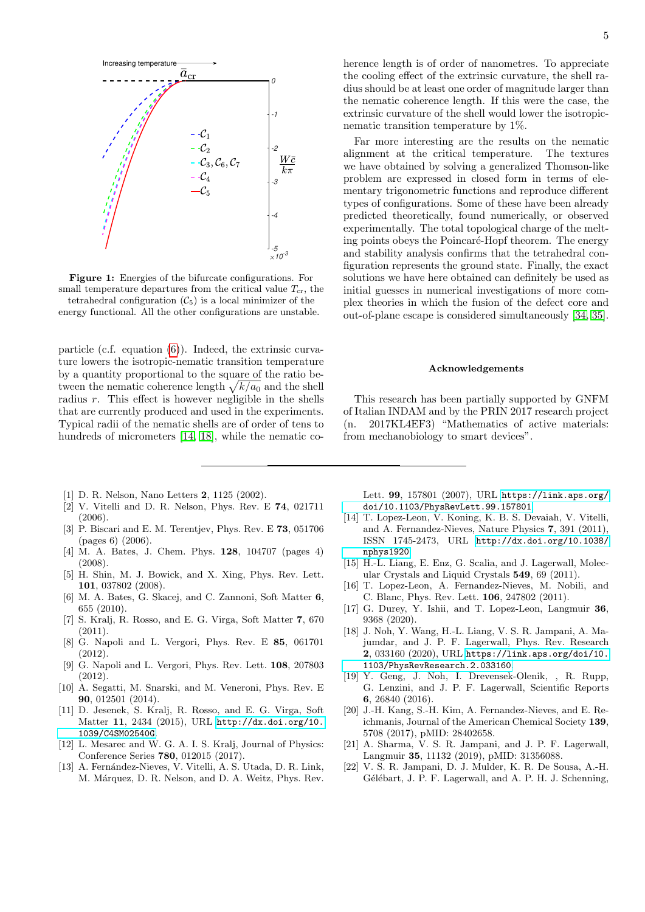Figure 1: Energies of the bifurcate configurations. For small temperature departures from the critical value $T_{\rm cr}$, the tetrahedral configuration ($\mathcal{C}_5$) is a local minimizer of the energy functional. All the other configurations are unstable.

particle (c.f. equation (6)). Indeed, the extrinsic curvature lowers the isotropic-nematic transition temperature by a quantity proportional to the square of the ratio between the nematic coherence length $\sqrt{k/a_0}$ and the shell radius $r$. This effect is however negligible in the shells that are currently produced and used in the experiments. Typical radii of the nematic shells are of order of tens to hundreds of micrometers [14, 18], while the nematic coherence length is of order of nanometres. To appreciate the cooling effect of the extrinsic curvature, the shell radius should be at least one order of magnitude larger than the nematic coherence length. If this were the case, the extrinsic curvature of the shell would lower the isotropic-nematic transition temperature by 1%.

Far more interesting are the results on the nematic alignment at the critical temperature. The textures we have obtained by solving a generalized Thomson-like problem are expressed in closed form in terms of elementary trigonometric functions and reproduce different types of configurations. Some of these have been already predicted theoretically, found numerically, or observed experimentally. The total topological charge of the melting points obeys the Poincaré-Hopf theorem. The energy and stability analysis confirms that the tetrahedral configuration represents the ground state. Finally, the exact solutions we have here obtained can definitely be used as initial guesses in numerical investigations of more complex theories in which the fusion of the defect core and out-of-plane escape is considered simultaneously [34, 35].

### Acknowledgements

This research has been partially supported by GNFM of Italian INDAM and by the PRIN 2017 research project (n. 2017KL4EF3) "Mathematics of active materials: from mechanobiology to smart devices".

---

[1] D. R. Nelson, Nano Letters **2**, 1125 (2002).
[2] V. Vitelli and D. R. Nelson, Phys. Rev. E **74**, 021711 (2006).
[3] P. Biscari and E. M. Terentjev, Phys. Rev. E **73**, 051706 (pages 6) (2006).
[4] M. A. Bates, J. Chem. Phys. **128**, 104707 (pages 4) (2008).
[5] H. Shin, M. J. Bowick, and X. Xing, Phys. Rev. Lett. **101**, 037802 (2008).
[6] M. A. Bates, G. Skacej, and C. Zannoni, Soft Matter **6**, 655 (2010).
[7] S. Kralj, R. Rosso, and E. G. Virga, Soft Matter **7**, 670 (2011).
[8] G. Napoli and L. Vergori, Phys. Rev. E **85**, 061701 (2012).
[9] G. Napoli and L. Vergori, Phys. Rev. Lett. **108**, 207803 (2012).
[10] A. Segatti, M. Snarski, and M. Veneroni, Phys. Rev. E **90**, 012501 (2014).
[11] D. Jesenek, S. Kralj, R. Rosso, and E. G. Virga, Soft Matter **11**, 2434 (2015), URL http://dx.doi.org/10.1039/C4SM02540G.
[12] L. Mesarec and W. G. A. I. S. Kralj, Journal of Physics: Conference Series **780**, 012015 (2017).
[13] A. Fernández-Nieves, V. Vitelli, A. S. Utada, D. R. Link, M. Márquez, D. R. Nelson, and D. A. Weitz, Phys. Rev. Lett. **99**, 157801 (2007), URL https://link.aps.org/doi/10.1103/PhysRevLett.99.157801.
[14] T. Lopez-Leon, V. Koning, K. B. S. Devaiah, V. Vitelli, and A. Fernandez-Nieves, Nature Physics **7**, 391 (2011), ISSN 1745-2473, URL http://dx.doi.org/10.1038/nphys1920.
[15] H.-L. Liang, E. Enz, G. Scalia, and J. Lagerwall, Molecular Crystals and Liquid Crystals **549**, 69 (2011).
[16] T. Lopez-Leon, A. Fernandez-Nieves, M. Nobili, and C. Blanc, Phys. Rev. Lett. **106**, 247802 (2011).
[17] G. Durey, Y. Ishii, and T. Lopez-Leon, Langmuir **36**, 9368 (2020).
[18] J. Noh, Y. Wang, H.-L. Liang, V. S. R. Jampani, A. Majumdar, and J. P. F. Lagerwall, Phys. Rev. Research **2**, 033160 (2020), URL https://link.aps.org/doi/10.1103/PhysRevResearch.2.033160.
[19] Y. Geng, J. Noh, I. Drevensek-Olenik, , R. Rupp, G. Lenzini, and J. P. F. Lagerwall, Scientific Reports **6**, 26840 (2016).
[20] J.-H. Kang, S.-H. Kim, A. Fernandez-Nieves, and E. Reichmanis, Journal of the American Chemical Society **139**, 5708 (2017), pMID: 28402658.
[21] A. Sharma, V. S. R. Jampani, and J. P. F. Lagerwall, Langmuir **35**, 11132 (2019), pMID: 31356088.
[22] V. S. R. Jampani, D. J. Mulder, K. R. De Sousa, A.-H. Gélébart, J. P. F. Lagerwall, and A. P. H. J. Schenning,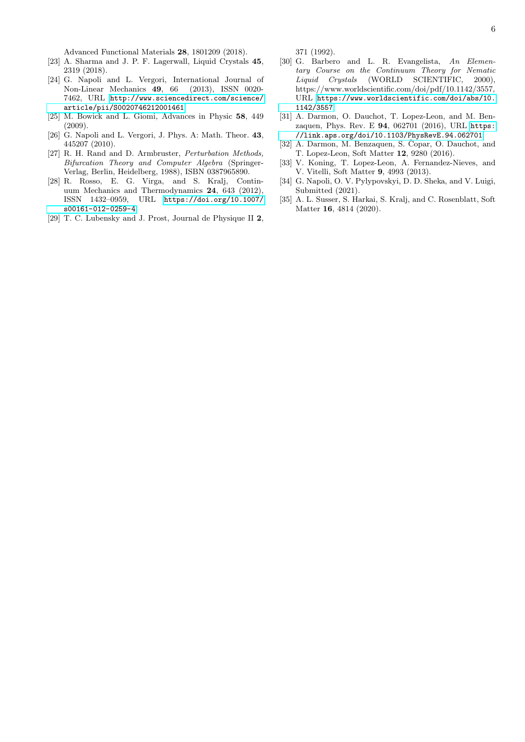Advanced Functional Materials **28**, 1801209 (2018).

[23] A. Sharma and J. P. F. Lagerwall, Liquid Crystals **45**, 2319 (2018).

[24] G. Napoli and L. Vergori, International Journal of Non-Linear Mechanics **49**, 66 (2013), ISSN 0020-7462, URL http://www.sciencedirect.com/science/article/pii/S0020746212001461.

[25] M. Bowick and L. Giomi, Advances in Physic **58**, 449 (2009).

[26] G. Napoli and L. Vergori, J. Phys. A: Math. Theor. **43**, 445207 (2010).

[27] R. H. Rand and D. Armbruster, *Perturbation Methods, Bifurcation Theory and Computer Algebra* (Springer-Verlag, Berlin, Heidelberg, 1988), ISBN 0387965890.

[28] R. Rosso, E. G. Virga, and S. Kralj, Continuum Mechanics and Thermodynamics **24**, 643 (2012), ISSN 1432–0959, URL https://doi.org/10.1007/s00161-012-0259-4.

[29] T. C. Lubensky and J. Prost, Journal de Physique II **2**, 371 (1992).

[30] G. Barbero and L. R. Evangelista, *An Elementary Course on the Continuum Theory for Nematic Liquid Crystals* (WORLD SCIENTIFIC, 2000), https://www.worldscientific.com/doi/pdf/10.1142/3557, URL https://www.worldscientific.com/doi/abs/10.1142/3557.

[31] A. Darmon, O. Dauchot, T. Lopez-Leon, and M. Benzaquen, Phys. Rev. E **94**, 062701 (2016), URL https://link.aps.org/doi/10.1103/PhysRevE.94.062701.

[32] A. Darmon, M. Benzaquen, S. Čopar, O. Dauchot, and T. Lopez-Leon, Soft Matter **12**, 9280 (2016).

[33] V. Koning, T. Lopez-Leon, A. Fernandez-Nieves, and V. Vitelli, Soft Matter **9**, 4993 (2013).

[34] G. Napoli, O. V. Pylypovskyi, D. D. Sheka, and V. Luigi, Submitted (2021).

[35] A. L. Susser, S. Harkai, S. Kralj, and C. Rosenblatt, Soft Matter **16**, 4814 (2020).